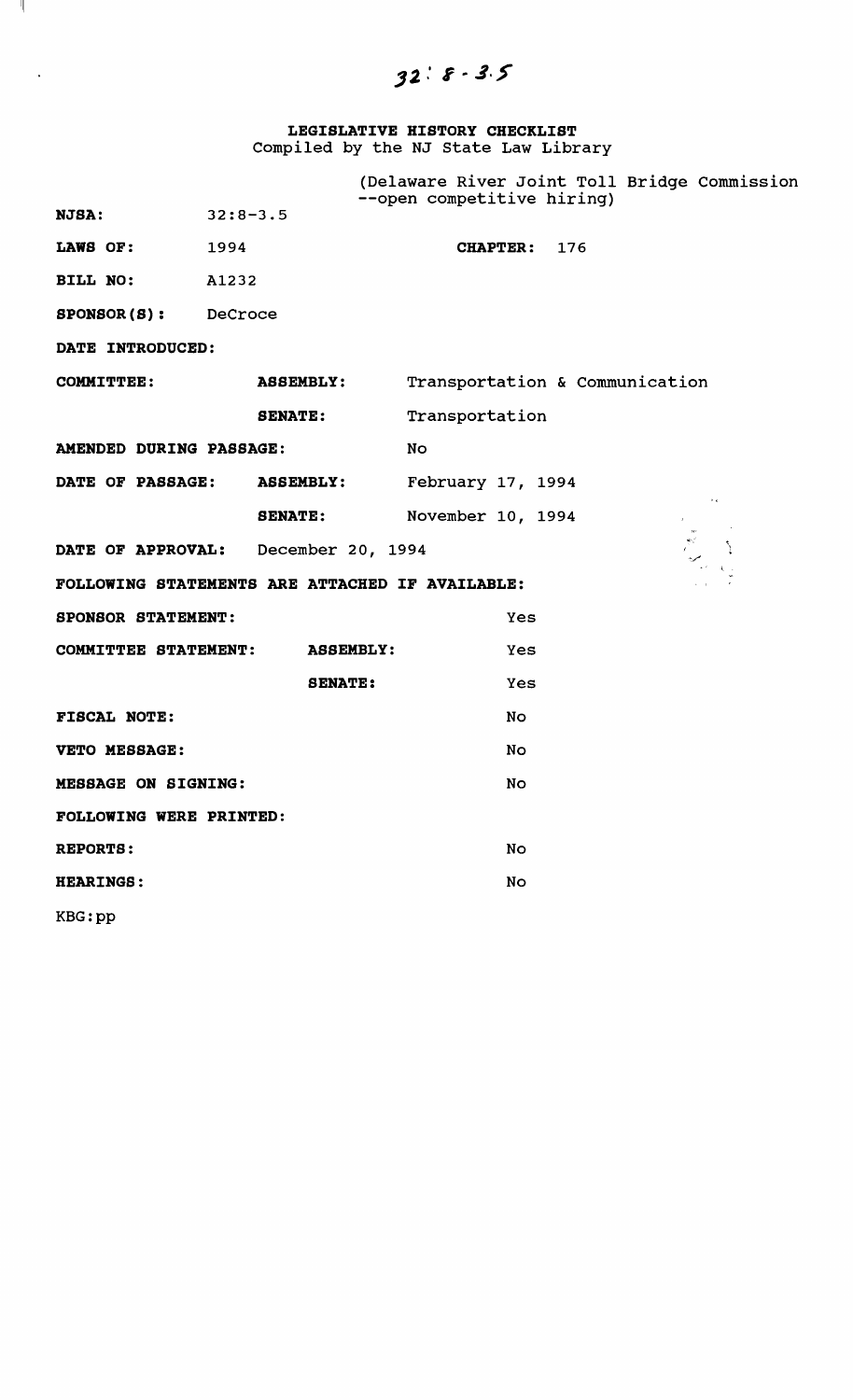32:8-3.5

**LEGISLATIVE HISTORY CHECKLIST**
Compiled by the NJ State Law Library

(Delaware River Joint Toll Bridge Commission --open competitive hiring)

**NJSA:** 32:8-3.5

**LAWS OF:** 1994 **CHAPTER:** 176

**BILL NO:** A1232

**SPONSOR(S):** DeCroce

**DATE INTRODUCED:**

**COMMITTEE:** **ASSEMBLY:** Transportation & Communication

**SENATE:** Transportation

**AMENDED DURING PASSAGE:** No

**DATE OF PASSAGE:** **ASSEMBLY:** February 17, 1994

**SENATE:** November 10, 1994

**DATE OF APPROVAL:** December 20, 1994

**FOLLOWING STATEMENTS ARE ATTACHED IF AVAILABLE:**

**SPONSOR STATEMENT:** Yes

**COMMITTEE STATEMENT:** **ASSEMBLY:** Yes

**SENATE:** Yes

**FISCAL NOTE:** No

**VETO MESSAGE:** No

**MESSAGE ON SIGNING:** No

**FOLLOWING WERE PRINTED:**

**REPORTS:** No

**HEARINGS:** No

KBG:pp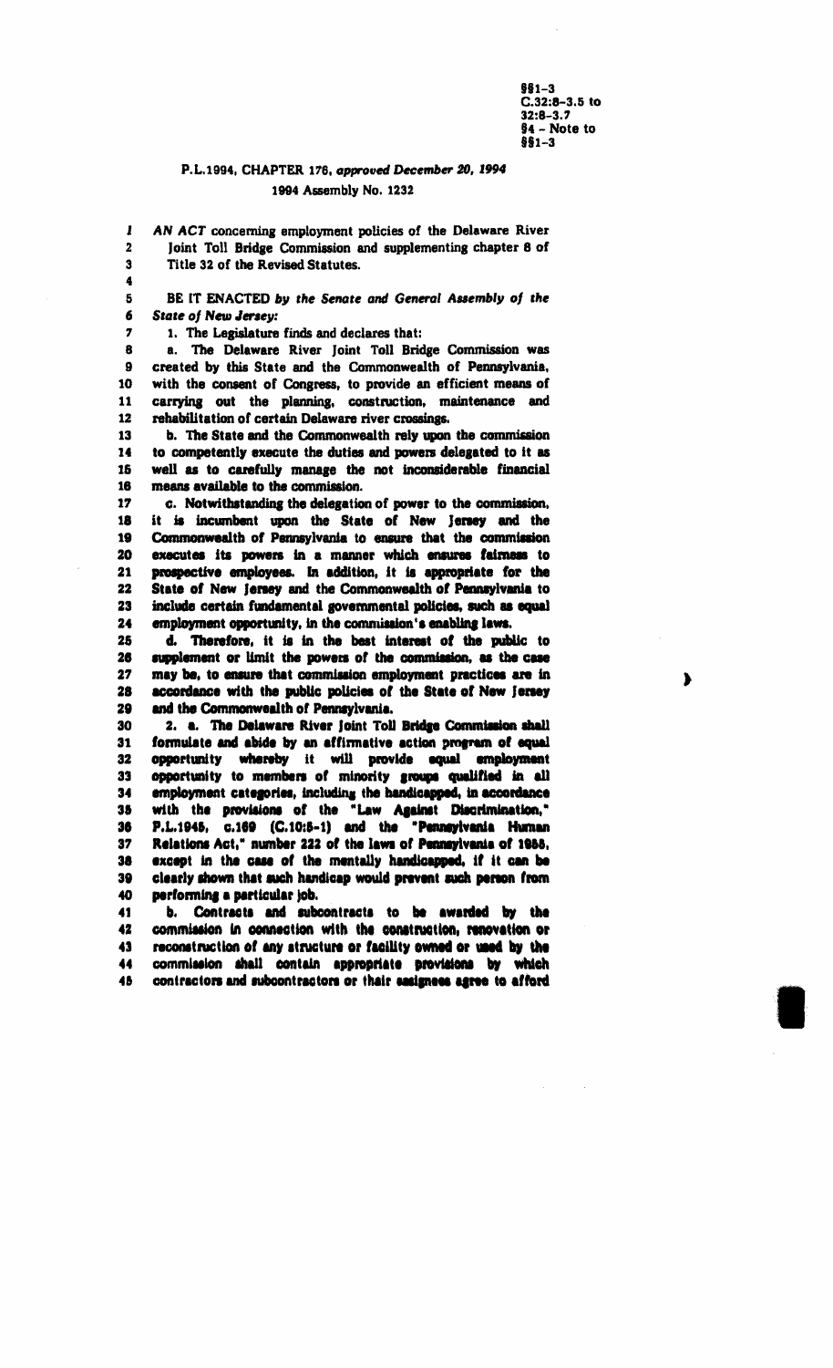§§1-3
C.32:8-3.5 to
32:8-3.7
§4 - Note to
§§1-3

## P.L.1994, CHAPTER 176, *approved December 20, 1994*

### 1994 Assembly No. 1232

AN ACT concerning employment policies of the Delaware River Joint Toll Bridge Commission and supplementing chapter 8 of Title 32 of the Revised Statutes.

BE IT ENACTED *by the Senate and General Assembly of the State of New Jersey:*

1. The Legislature finds and declares that:

a. The Delaware River Joint Toll Bridge Commission was created by this State and the Commonwealth of Pennsylvania, with the consent of Congress, to provide an efficient means of carrying out the planning, construction, maintenance and rehabilitation of certain Delaware river crossings.

b. The State and the Commonwealth rely upon the commission to competently execute the duties and powers delegated to it as well as to carefully manage the not inconsiderable financial means available to the commission.

c. Notwithstanding the delegation of power to the commission, it is incumbent upon the State of New Jersey and the Commonwealth of Pennsylvania to ensure that the commission executes its powers in a manner which ensures fairness to prospective employees. In addition, it is appropriate for the State of New Jersey and the Commonwealth of Pennsylvania to include certain fundamental governmental policies, such as equal employment opportunity, in the commission's enabling laws.

d. Therefore, it is in the best interest of the public to supplement or limit the powers of the commission, as the case may be, to ensure that commission employment practices are in accordance with the public policies of the State of New Jersey and the Commonwealth of Pennsylvania.

2. a. The Delaware River Joint Toll Bridge Commission shall formulate and abide by an affirmative action program of equal opportunity whereby it will provide equal employment opportunity to members of minority groups qualified in all employment categories, including the handicapped, in accordance with the provisions of the "Law Against Discrimination," P.L.1945, c.169 (C.10:5-1) and the "Pennsylvania Human Relations Act," number 222 of the laws of Pennsylvania of 1955, except in the case of the mentally handicapped, if it can be clearly shown that such handicap would prevent such person from performing a particular job.

b. Contracts and subcontracts to be awarded by the commission in connection with the construction, renovation or reconstruction of any structure or facility owned or used by the commission shall contain appropriate provisions by which contractors and subcontractors or their assignees agree to afford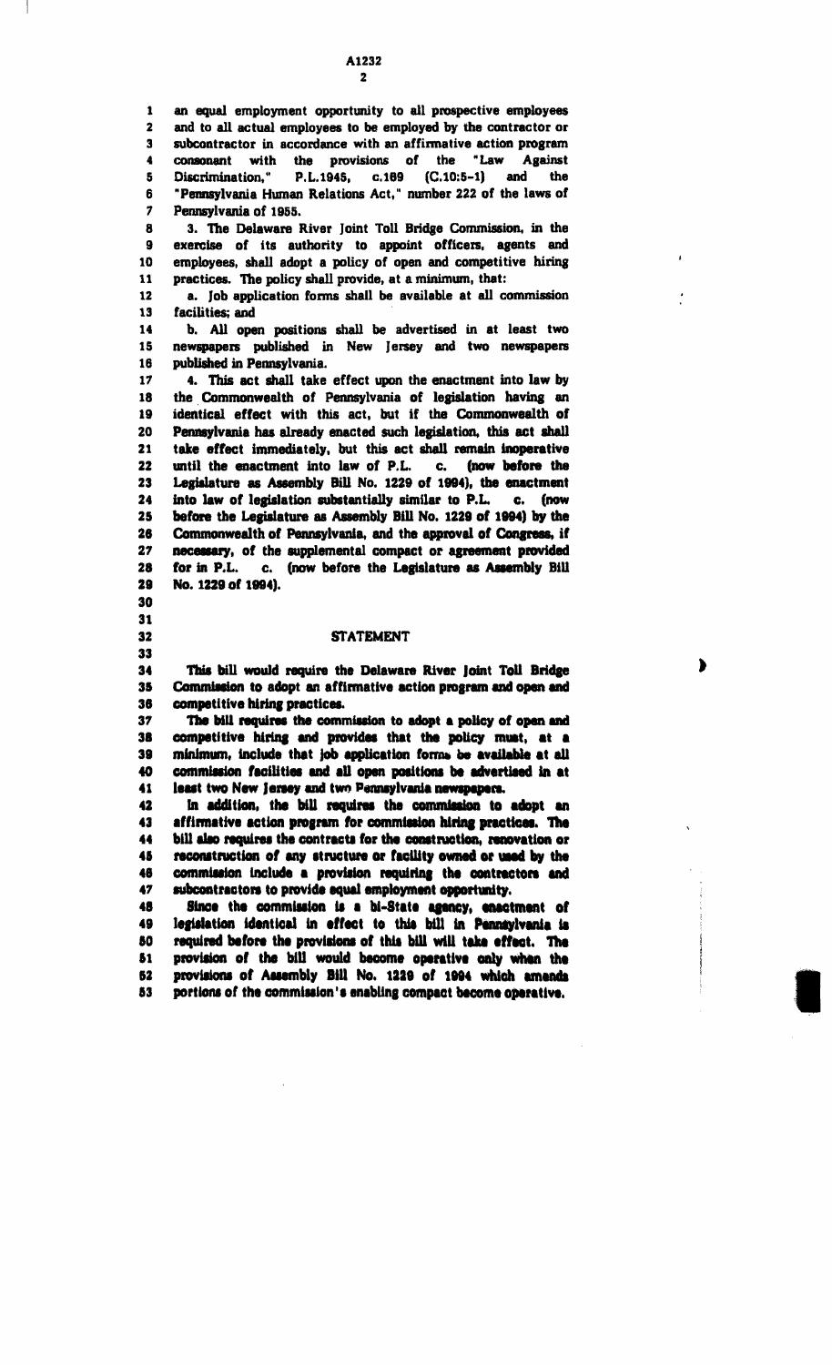an equal employment opportunity to all prospective employees and to all actual employees to be employed by the contractor or subcontractor in accordance with an affirmative action program consonant with the provisions of the "Law Against Discrimination," P.L.1945, c.169 (C.10:5-1) and the "Pennsylvania Human Relations Act," number 222 of the laws of Pennsylvania of 1955.

3. The Delaware River Joint Toll Bridge Commission, in the exercise of its authority to appoint officers, agents and employees, shall adopt a policy of open and competitive hiring practices. The policy shall provide, at a minimum, that:

a. Job application forms shall be available at all commission facilities; and

b. All open positions shall be advertised in at least two newspapers published in New Jersey and two newspapers published in Pennsylvania.

4. This act shall take effect upon the enactment into law by the Commonwealth of Pennsylvania of legislation having an identical effect with this act, but if the Commonwealth of Pennsylvania has already enacted such legislation, this act shall take effect immediately, but this act shall remain inoperative until the enactment into law of P.L. c. (now before the Legislature as Assembly Bill No. 1229 of 1994), the enactment into law of legislation substantially similar to P.L. c. (now before the Legislature as Assembly Bill No. 1229 of 1994) by the Commonwealth of Pennsylvania, and the approval of Congress, if necessary, of the supplemental compact or agreement provided for in P.L. c. (now before the Legislature as Assembly Bill No. 1229 of 1994).

## STATEMENT

**This bill would require the Delaware River Joint Toll Bridge Commission to adopt an affirmative action program and open and competitive hiring practices.**

**The bill requires the commission to adopt a policy of open and competitive hiring and provides that the policy must, at a minimum, include that job application forms be available at all commission facilities and all open positions be advertised in at least two New Jersey and two Pennsylvania newspapers.**

**In addition, the bill requires the commission to adopt an affirmative action program for commission hiring practices. The bill also requires the contracts for the construction, renovation or reconstruction of any structure or facility owned or used by the commission include a provision requiring the contractors and subcontractors to provide equal employment opportunity.**

**Since the commission is a bi-State agency, enactment of legislation identical in effect to this bill in Pennsylvania is required before the provisions of this bill will take effect. The provision of the bill would become operative only when the provisions of Assembly Bill No. 1229 of 1994 which amends portions of the commission's enabling compact become operative.**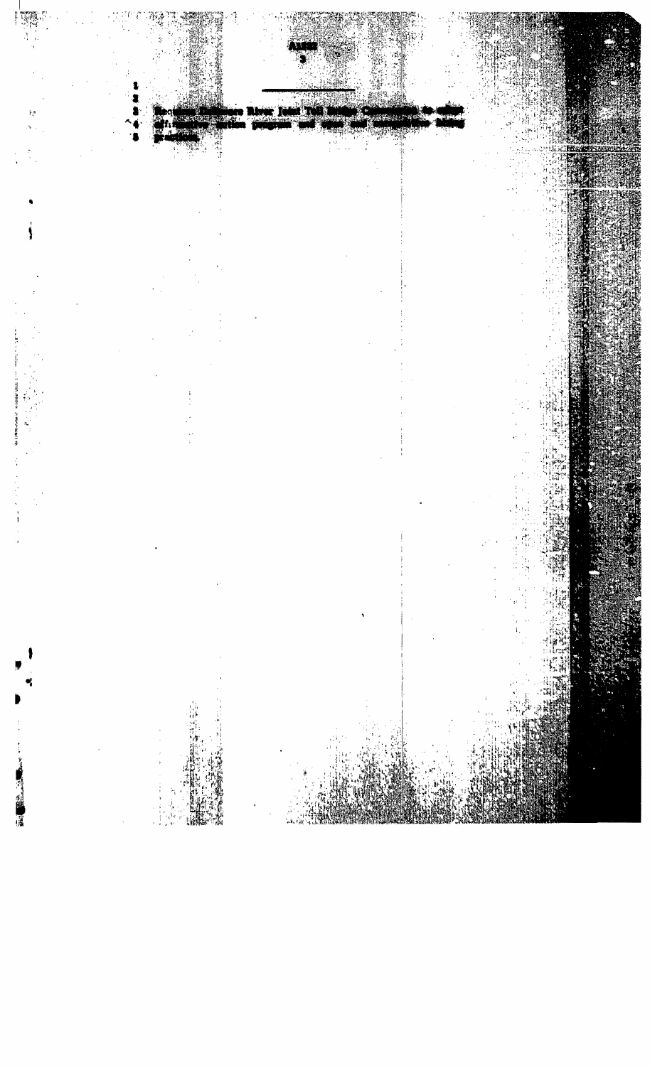Requires Delaware River Joint Toll Bridge Commission to adopt affirmative action program and equal and nondiscriminatory hiring practices.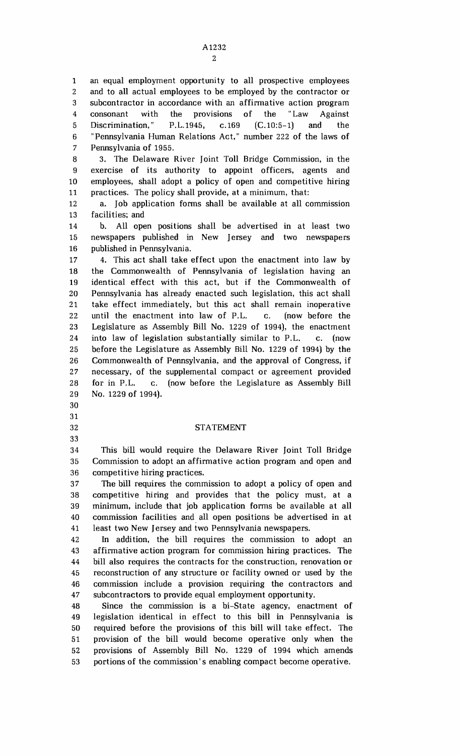an equal employment opportunity to all prospective employees and to all actual employees to be employed by the contractor or subcontractor in accordance with an affirmative action program consonant with the provisions of the "Law Against Discrimination," P.L.1945, c.169 (C.10:5-1) and the "Pennsylvania Human Relations Act," number 222 of the laws of Pennsylvania of 1955.

3. The Delaware River Joint Toll Bridge Commission, in the exercise of its authority to appoint officers, agents and employees, shall adopt a policy of open and competitive hiring practices. The policy shall provide, at a minimum, that:

a. Job application forms shall be available at all commission facilities; and

b. All open positions shall be advertised in at least two newspapers published in New Jersey and two newspapers published in Pennsylvania.

4. This act shall take effect upon the enactment into law by the Commonwealth of Pennsylvania of legislation having an identical effect with this act, but if the Commonwealth of Pennsylvania has already enacted such legislation, this act shall take effect immediately, but this act shall remain inoperative until the enactment into law of P.L. c. (now before the Legislature as Assembly Bill No. 1229 of 1994), the enactment into law of legislation substantially similar to P.L. c. (now before the Legislature as Assembly Bill No. 1229 of 1994) by the Commonwealth of Pennsylvania, and the approval of Congress, if necessary, of the supplemental compact or agreement provided for in P.L. c. (now before the Legislature as Assembly Bill No. 1229 of 1994).

## STATEMENT

This bill would require the Delaware River Joint Toll Bridge Commission to adopt an affirmative action program and open and competitive hiring practices.

The bill requires the commission to adopt a policy of open and competitive hiring and provides that the policy must, at a minimum, include that job application forms be available at all commission facilities and all open positions be advertised in at least two New Jersey and two Pennsylvania newspapers.

In addition, the bill requires the commission to adopt an affirmative action program for commission hiring practices. The bill also requires the contracts for the construction, renovation or reconstruction of any structure or facility owned or used by the commission include a provision requiring the contractors and subcontractors to provide equal employment opportunity.

Since the commission is a bi-State agency, enactment of legislation identical in effect to this bill in Pennsylvania is required before the provisions of this bill will take effect. The provision of the bill would become operative only when the provisions of Assembly Bill No. 1229 of 1994 which amends portions of the commission's enabling compact become operative.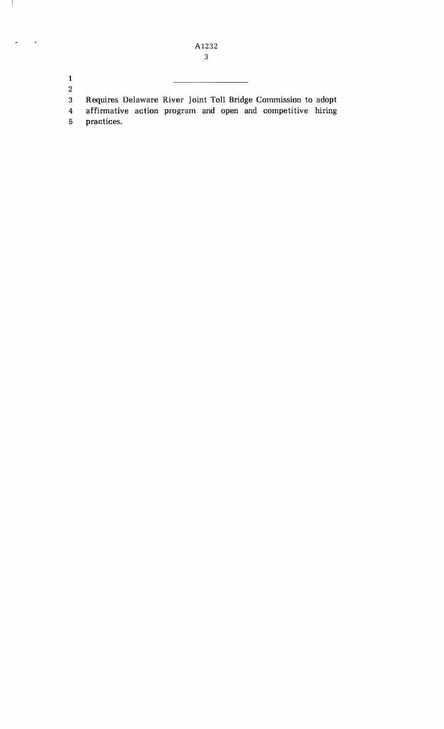---

Requires Delaware River Joint Toll Bridge Commission to adopt affirmative action program and open and competitive hiring practices.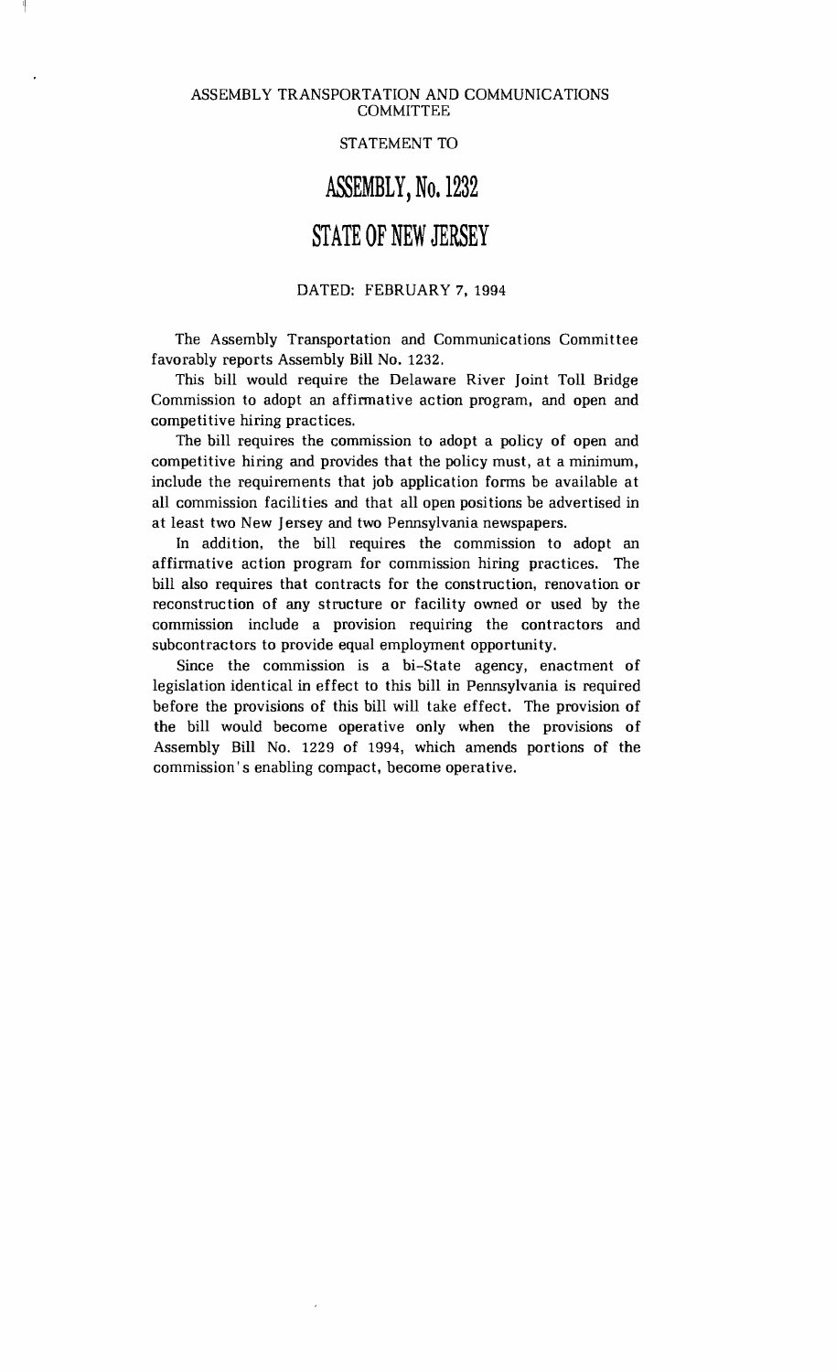ASSEMBLY TRANSPORTATION AND COMMUNICATIONS COMMITTEE

STATEMENT TO

# ASSEMBLY, No. 1232

# STATE OF NEW JERSEY

DATED: FEBRUARY 7, 1994

The Assembly Transportation and Communications Committee favorably reports Assembly Bill No. 1232.

This bill would require the Delaware River Joint Toll Bridge Commission to adopt an affirmative action program, and open and competitive hiring practices.

The bill requires the commission to adopt a policy of open and competitive hiring and provides that the policy must, at a minimum, include the requirements that job application forms be available at all commission facilities and that all open positions be advertised in at least two New Jersey and two Pennsylvania newspapers.

In addition, the bill requires the commission to adopt an affirmative action program for commission hiring practices. The bill also requires that contracts for the construction, renovation or reconstruction of any structure or facility owned or used by the commission include a provision requiring the contractors and subcontractors to provide equal employment opportunity.

Since the commission is a bi-State agency, enactment of legislation identical in effect to this bill in Pennsylvania is required before the provisions of this bill will take effect. The provision of the bill would become operative only when the provisions of Assembly Bill No. 1229 of 1994, which amends portions of the commission's enabling compact, become operative.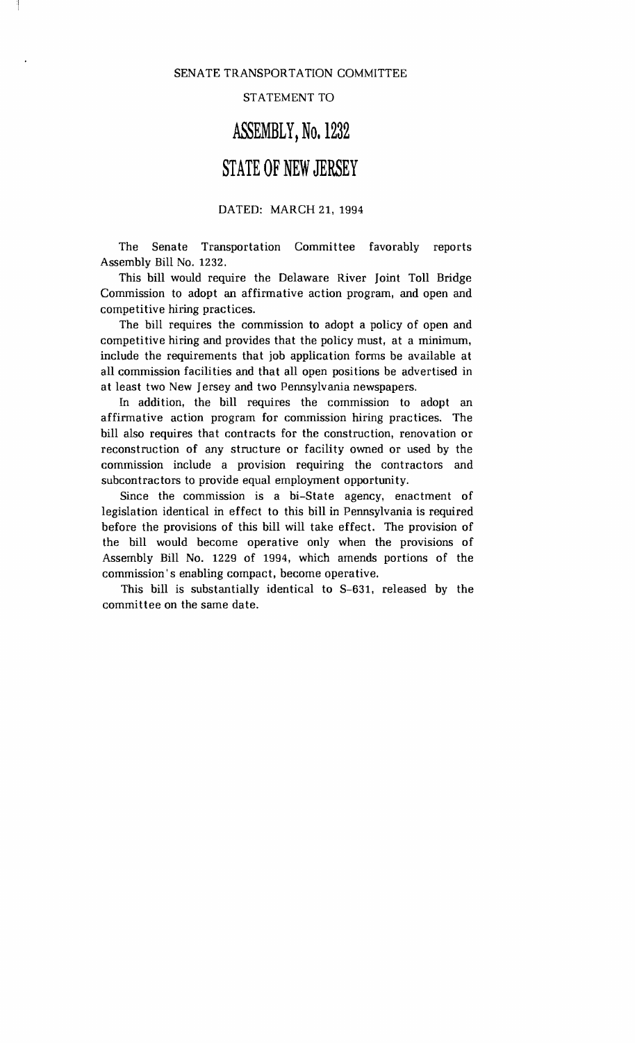SENATE TRANSPORTATION COMMITTEE

STATEMENT TO

# ASSEMBLY, No. 1232

# STATE OF NEW JERSEY

DATED: MARCH 21, 1994

The Senate Transportation Committee favorably reports Assembly Bill No. 1232.

This bill would require the Delaware River Joint Toll Bridge Commission to adopt an affirmative action program, and open and competitive hiring practices.

The bill requires the commission to adopt a policy of open and competitive hiring and provides that the policy must, at a minimum, include the requirements that job application forms be available at all commission facilities and that all open positions be advertised in at least two New Jersey and two Pennsylvania newspapers.

In addition, the bill requires the commission to adopt an affirmative action program for commission hiring practices. The bill also requires that contracts for the construction, renovation or reconstruction of any structure or facility owned or used by the commission include a provision requiring the contractors and subcontractors to provide equal employment opportunity.

Since the commission is a bi-State agency, enactment of legislation identical in effect to this bill in Pennsylvania is required before the provisions of this bill will take effect. The provision of the bill would become operative only when the provisions of Assembly Bill No. 1229 of 1994, which amends portions of the commission's enabling compact, become operative.

This bill is substantially identical to S-631, released by the committee on the same date.